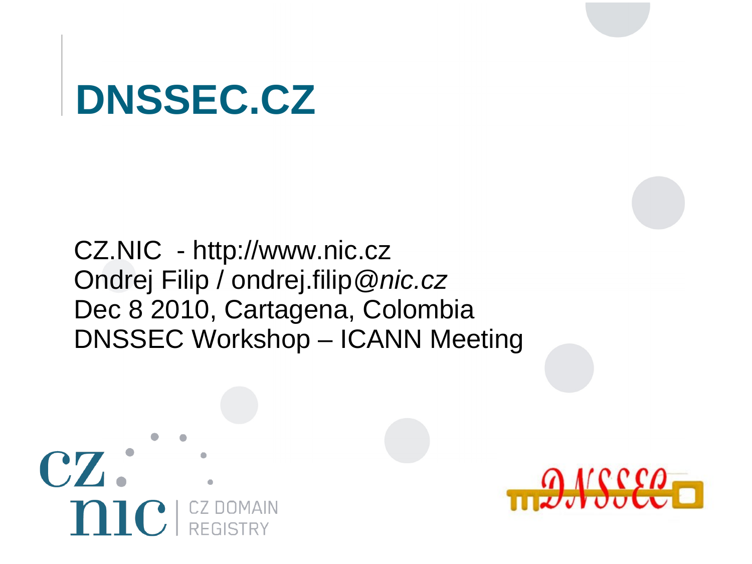# DNSSEC.CZ

CZ.NIC - http://www.nic.cz
Ondrej Filip / ondrej.filip@*nic.cz*
Dec 8 2010, Cartagena, Colombia
DNSSEC Workshop – ICANN Meeting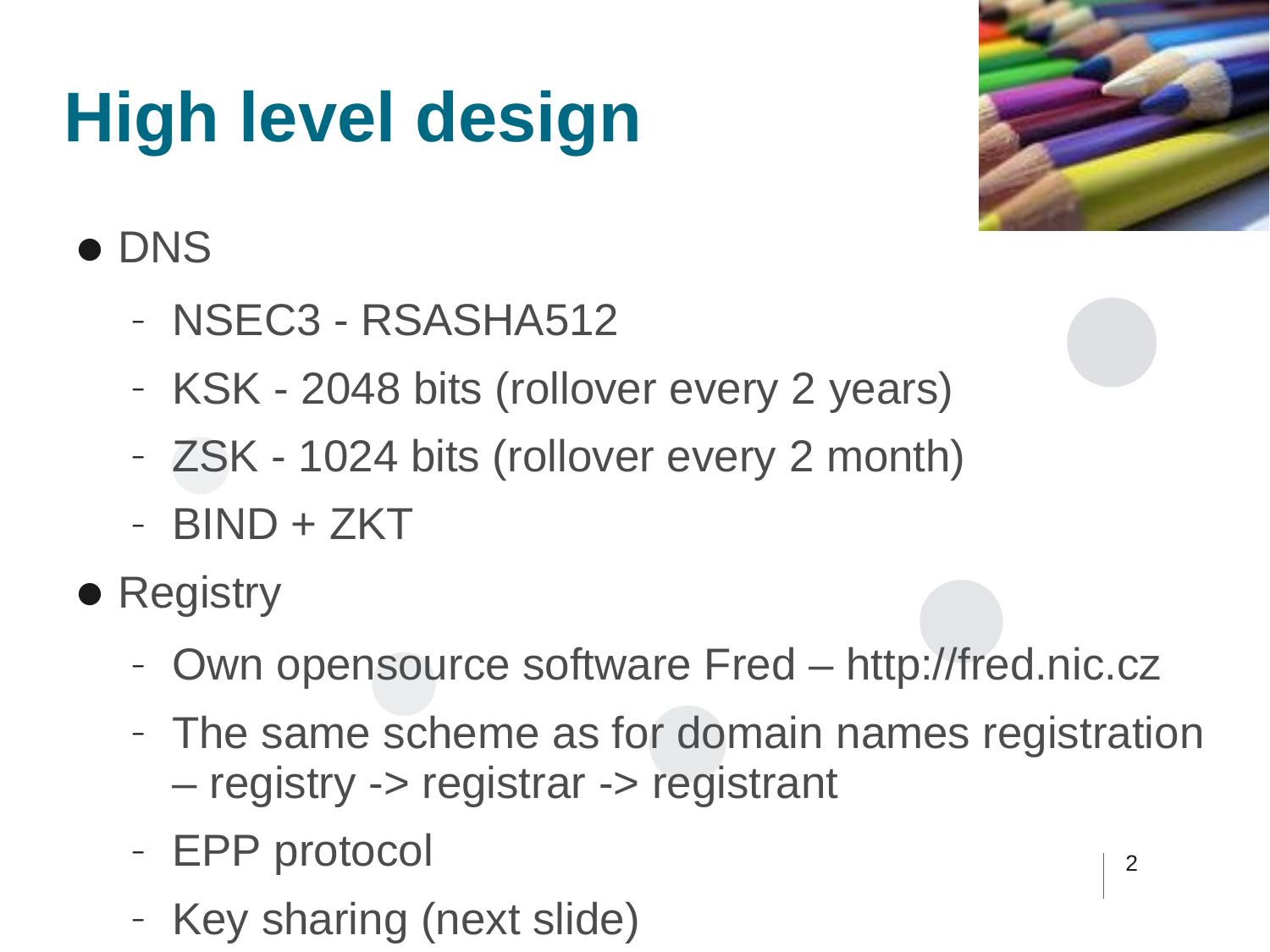# High level design

- DNS
  - NSEC3 - RSASHA512
  - KSK - 2048 bits (rollover every 2 years)
  - ZSK - 1024 bits (rollover every 2 month)
  - BIND + ZKT
- Registry
  - Own opensource software Fred – http://fred.nic.cz
  - The same scheme as for domain names registration – registry -> registrar -> registrant
  - EPP protocol
  - Key sharing (next slide)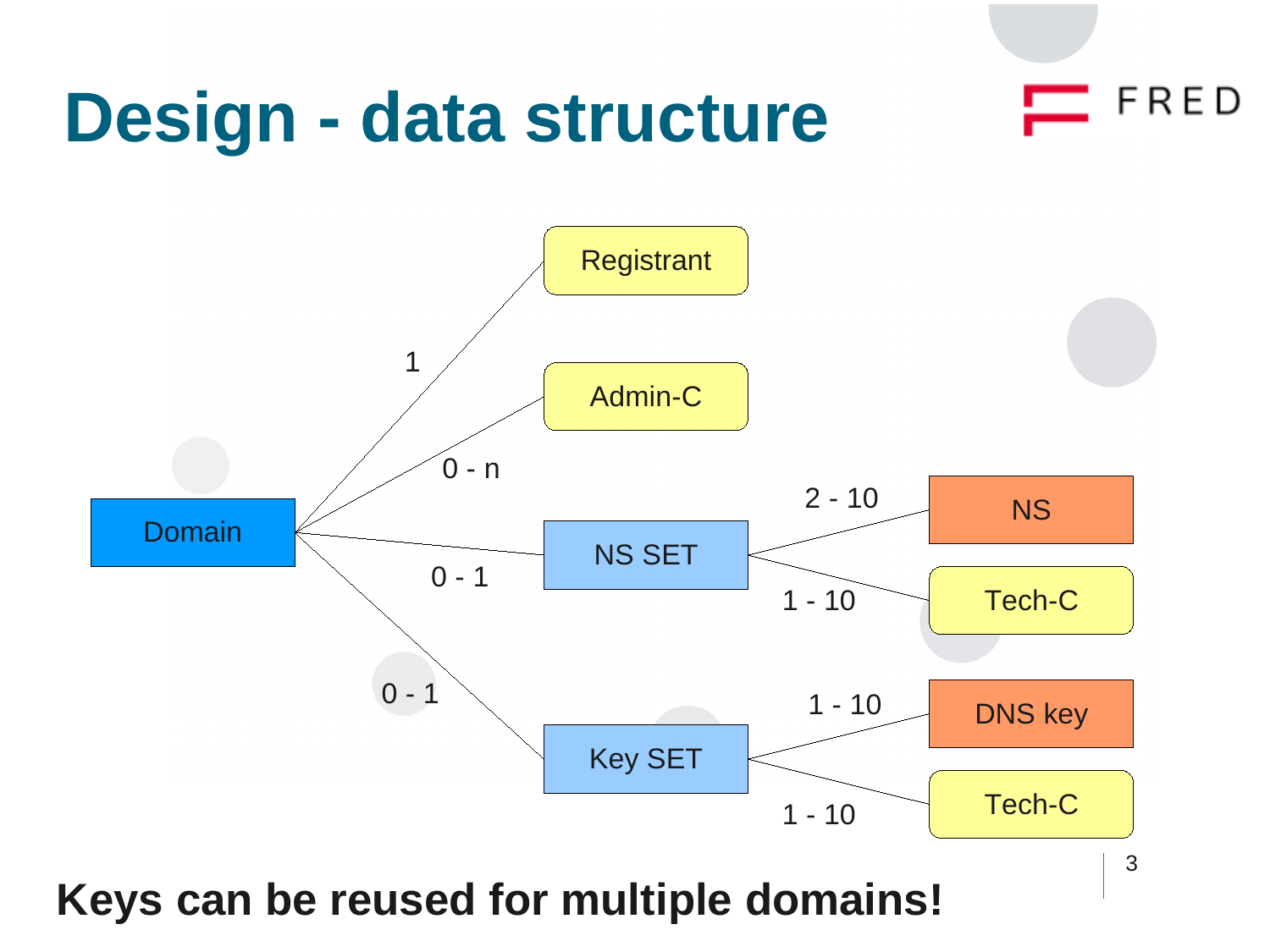# Design - data structure

Domain
- Registrant: 1
- Admin-C: 0 - n
- NS SET: 0 - 1
  - NS: 2 - 10
  - Tech-C: 1 - 10
- Key SET: 0 - 1
  - DNS key: 1 - 10
  - Tech-C: 1 - 10

**Keys can be reused for multiple domains!**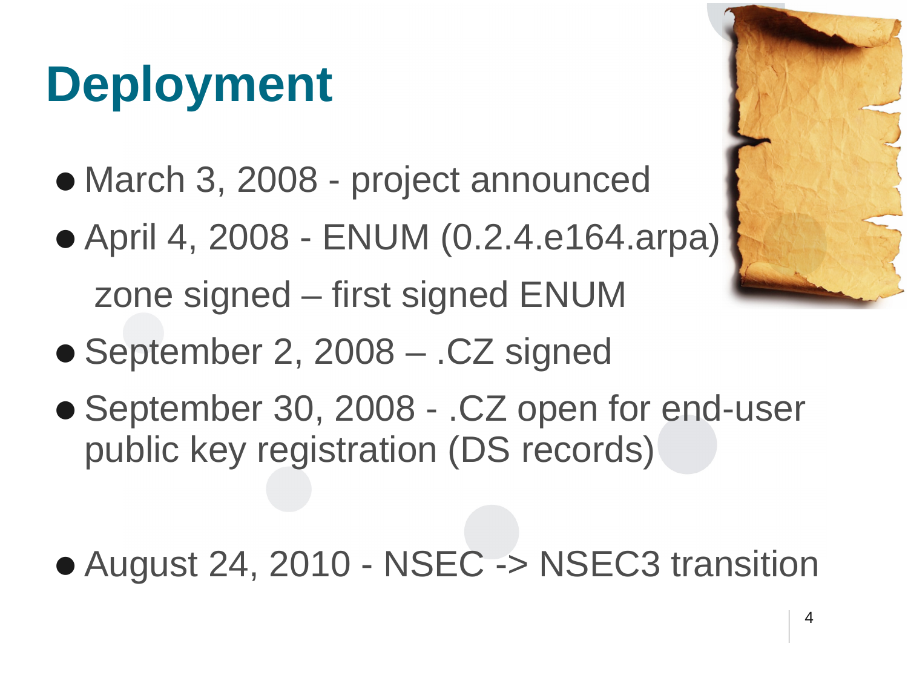# Deployment

- March 3, 2008 - project announced
- April 4, 2008 - ENUM (0.2.4.e164.arpa) zone signed – first signed ENUM
- September 2, 2008 – .CZ signed
- September 30, 2008 - .CZ open for end-user public key registration (DS records)
- August 24, 2010 - NSEC -> NSEC3 transition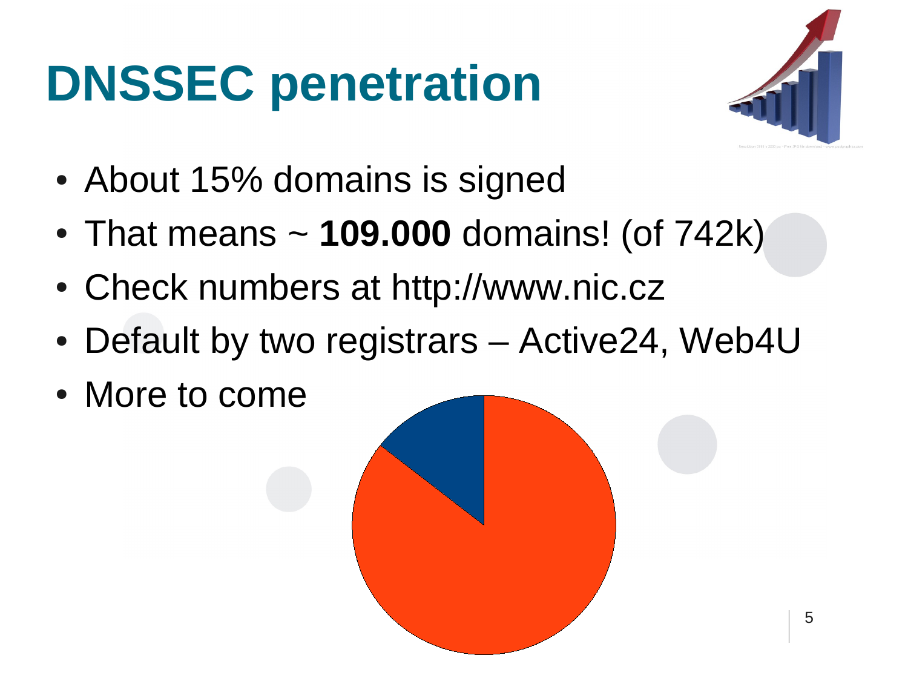# DNSSEC penetration

- About 15% domains is signed
- That means ~ **109.000** domains! (of 742k)
- Check numbers at http://www.nic.cz
- Default by two registrars – Active24, Web4U
- More to come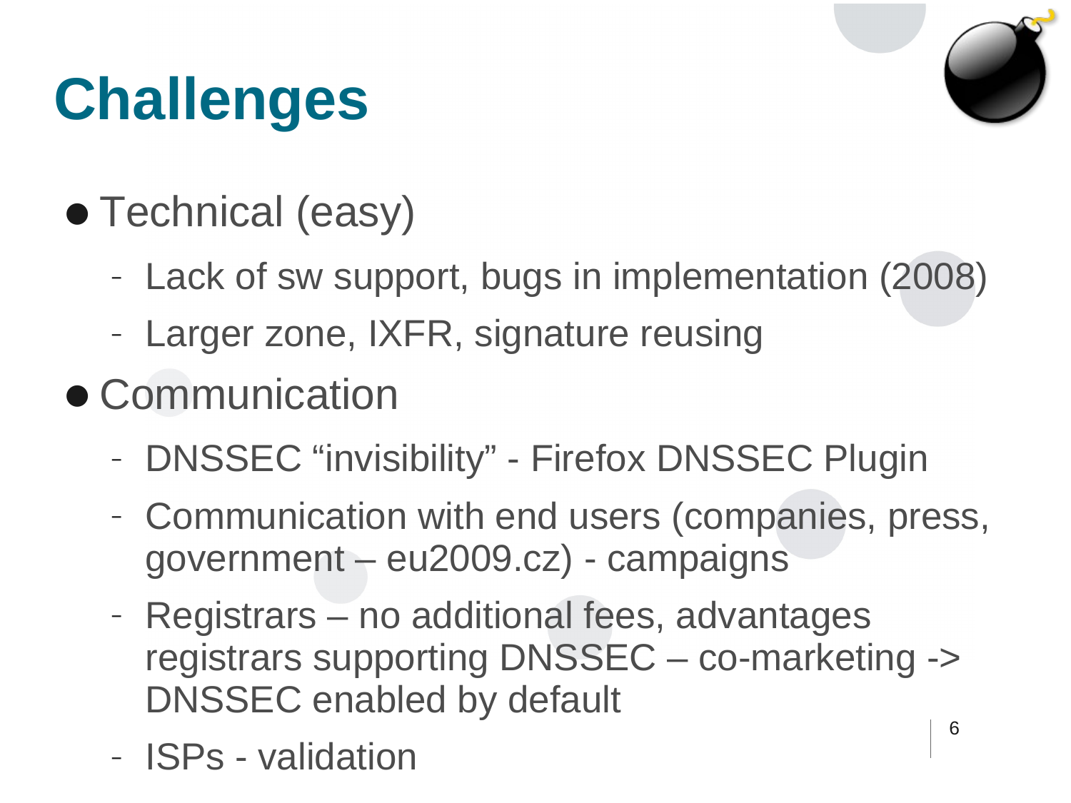# Challenges

- Technical (easy)
  - Lack of sw support, bugs in implementation (2008)
  - Larger zone, IXFR, signature reusing
- Communication
  - DNSSEC “invisibility” - Firefox DNSSEC Plugin
  - Communication with end users (companies, press, government – eu2009.cz) - campaigns
  - Registrars – no additional fees, advantages registrars supporting DNSSEC – co-marketing -> DNSSEC enabled by default
  - ISPs - validation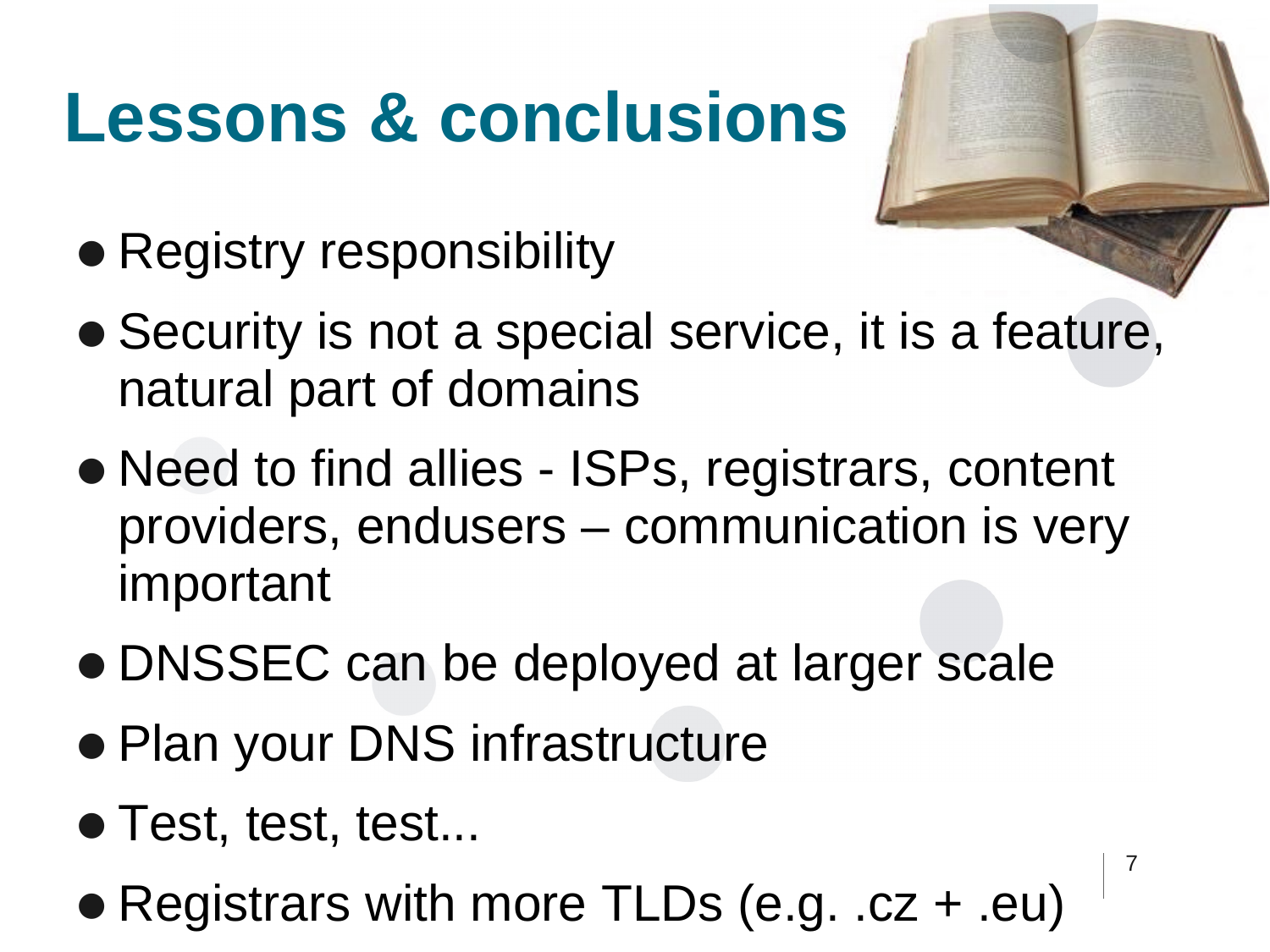# Lessons & conclusions

- Registry responsibility
- Security is not a special service, it is a feature, natural part of domains
- Need to find allies - ISPs, registrars, content providers, endusers – communication is very important
- DNSSEC can be deployed at larger scale
- Plan your DNS infrastructure
- Test, test, test...
- Registrars with more TLDs (e.g. .cz + .eu)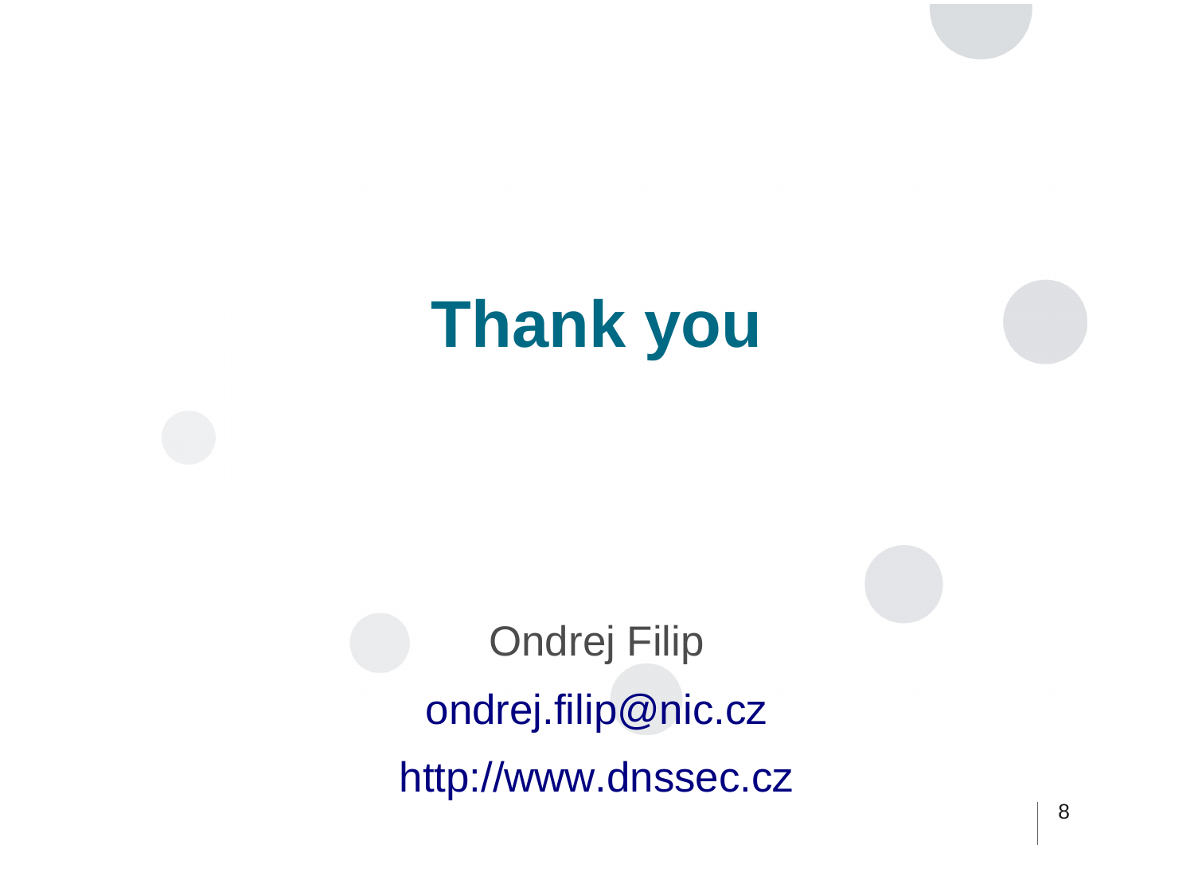# Thank you

Ondrej Filip

ondrej.filip@nic.cz

http://www.dnssec.cz